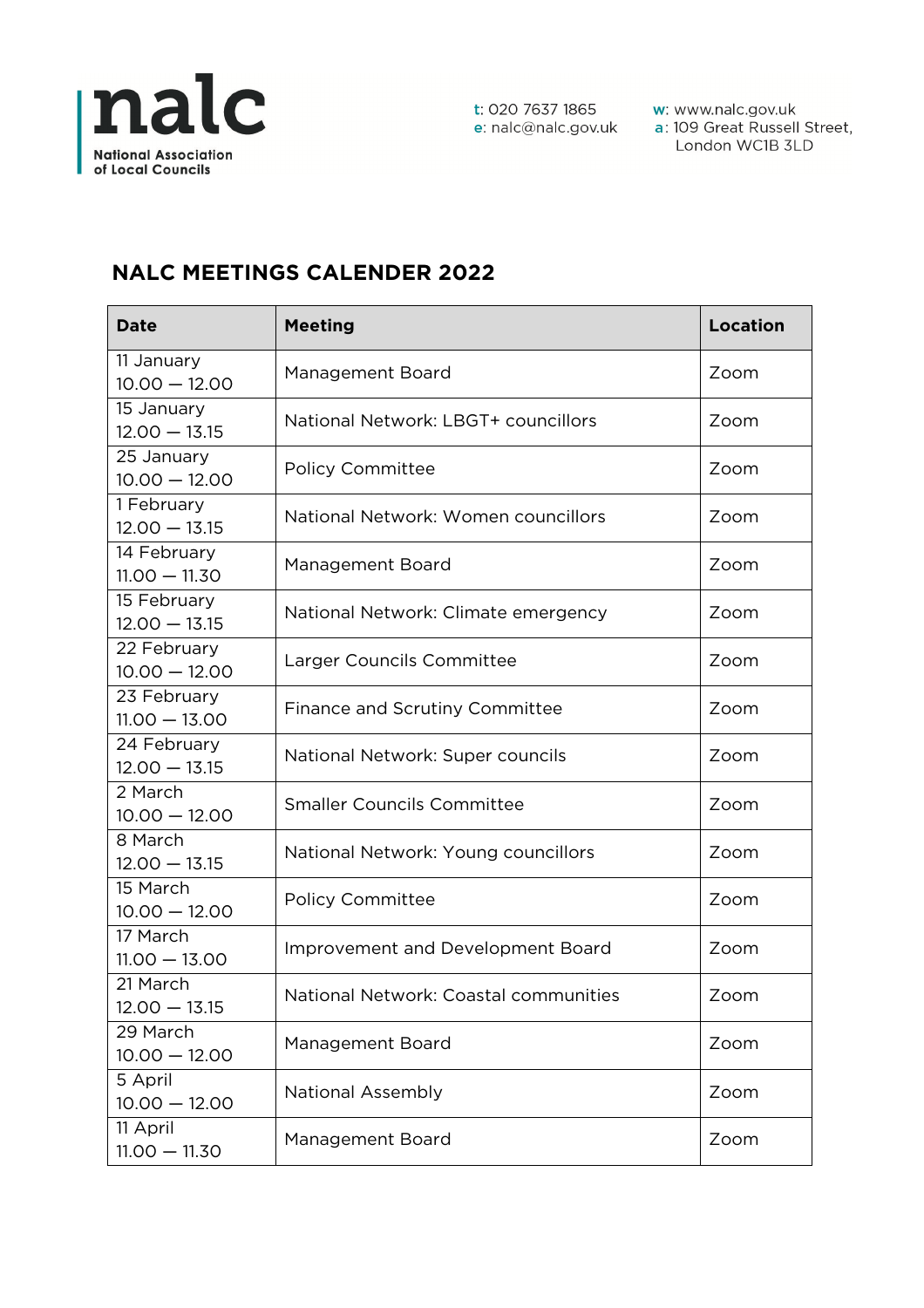nalc
National Association of Local Councils

t: 020 7637 1865
e: nalc@nalc.gov.uk
w: www.nalc.gov.uk
a: 109 Great Russell Street, London WC1B 3LD

## NALC MEETINGS CALENDER 2022

| Date | Meeting | Location |
|---|---|---|
| 11 January<br>10.00 — 12.00 | Management Board | Zoom |
| 15 January<br>12.00 — 13.15 | National Network: LBGT+ councillors | Zoom |
| 25 January<br>10.00 — 12.00 | Policy Committee | Zoom |
| 1 February<br>12.00 — 13.15 | National Network: Women councillors | Zoom |
| 14 February<br>11.00 — 11.30 | Management Board | Zoom |
| 15 February<br>12.00 — 13.15 | National Network: Climate emergency | Zoom |
| 22 February<br>10.00 — 12.00 | Larger Councils Committee | Zoom |
| 23 February<br>11.00 — 13.00 | Finance and Scrutiny Committee | Zoom |
| 24 February<br>12.00 — 13.15 | National Network: Super councils | Zoom |
| 2 March<br>10.00 — 12.00 | Smaller Councils Committee | Zoom |
| 8 March<br>12.00 — 13.15 | National Network: Young councillors | Zoom |
| 15 March<br>10.00 — 12.00 | Policy Committee | Zoom |
| 17 March<br>11.00 — 13.00 | Improvement and Development Board | Zoom |
| 21 March<br>12.00 — 13.15 | National Network: Coastal communities | Zoom |
| 29 March<br>10.00 — 12.00 | Management Board | Zoom |
| 5 April<br>10.00 — 12.00 | National Assembly | Zoom |
| 11 April<br>11.00 — 11.30 | Management Board | Zoom |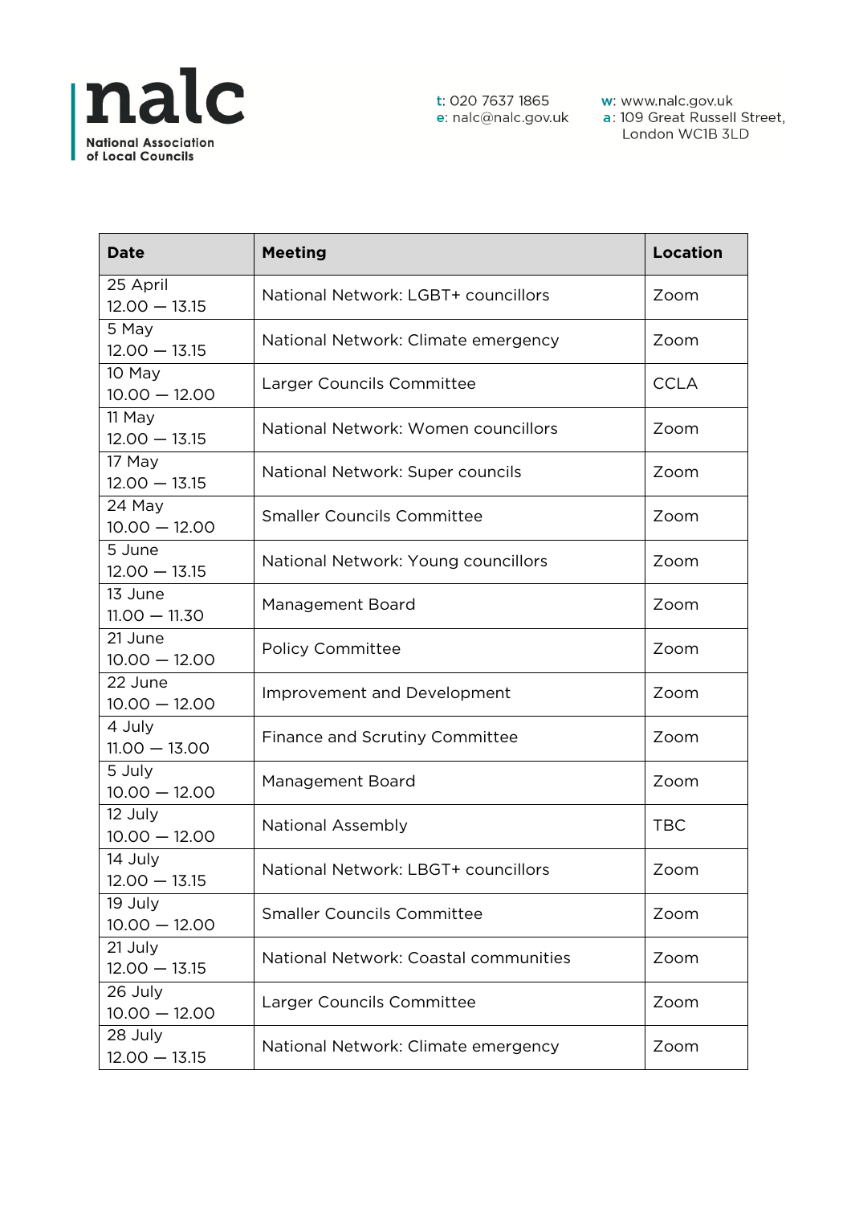**nalc**
National Association of Local Councils

t: 020 7637 1865
e: nalc@nalc.gov.uk

w: www.nalc.gov.uk
a: 109 Great Russell Street, London WC1B 3LD

| Date | Meeting | Location |
|---|---|---|
| 25 April 12.00 — 13.15 | National Network: LGBT+ councillors | Zoom |
| 5 May 12.00 — 13.15 | National Network: Climate emergency | Zoom |
| 10 May 10.00 — 12.00 | Larger Councils Committee | CCLA |
| 11 May 12.00 — 13.15 | National Network: Women councillors | Zoom |
| 17 May 12.00 — 13.15 | National Network: Super councils | Zoom |
| 24 May 10.00 — 12.00 | Smaller Councils Committee | Zoom |
| 5 June 12.00 — 13.15 | National Network: Young councillors | Zoom |
| 13 June 11.00 — 11.30 | Management Board | Zoom |
| 21 June 10.00 — 12.00 | Policy Committee | Zoom |
| 22 June 10.00 — 12.00 | Improvement and Development | Zoom |
| 4 July 11.00 — 13.00 | Finance and Scrutiny Committee | Zoom |
| 5 July 10.00 — 12.00 | Management Board | Zoom |
| 12 July 10.00 — 12.00 | National Assembly | TBC |
| 14 July 12.00 — 13.15 | National Network: LBGT+ councillors | Zoom |
| 19 July 10.00 — 12.00 | Smaller Councils Committee | Zoom |
| 21 July 12.00 — 13.15 | National Network: Coastal communities | Zoom |
| 26 July 10.00 — 12.00 | Larger Councils Committee | Zoom |
| 28 July 12.00 — 13.15 | National Network: Climate emergency | Zoom |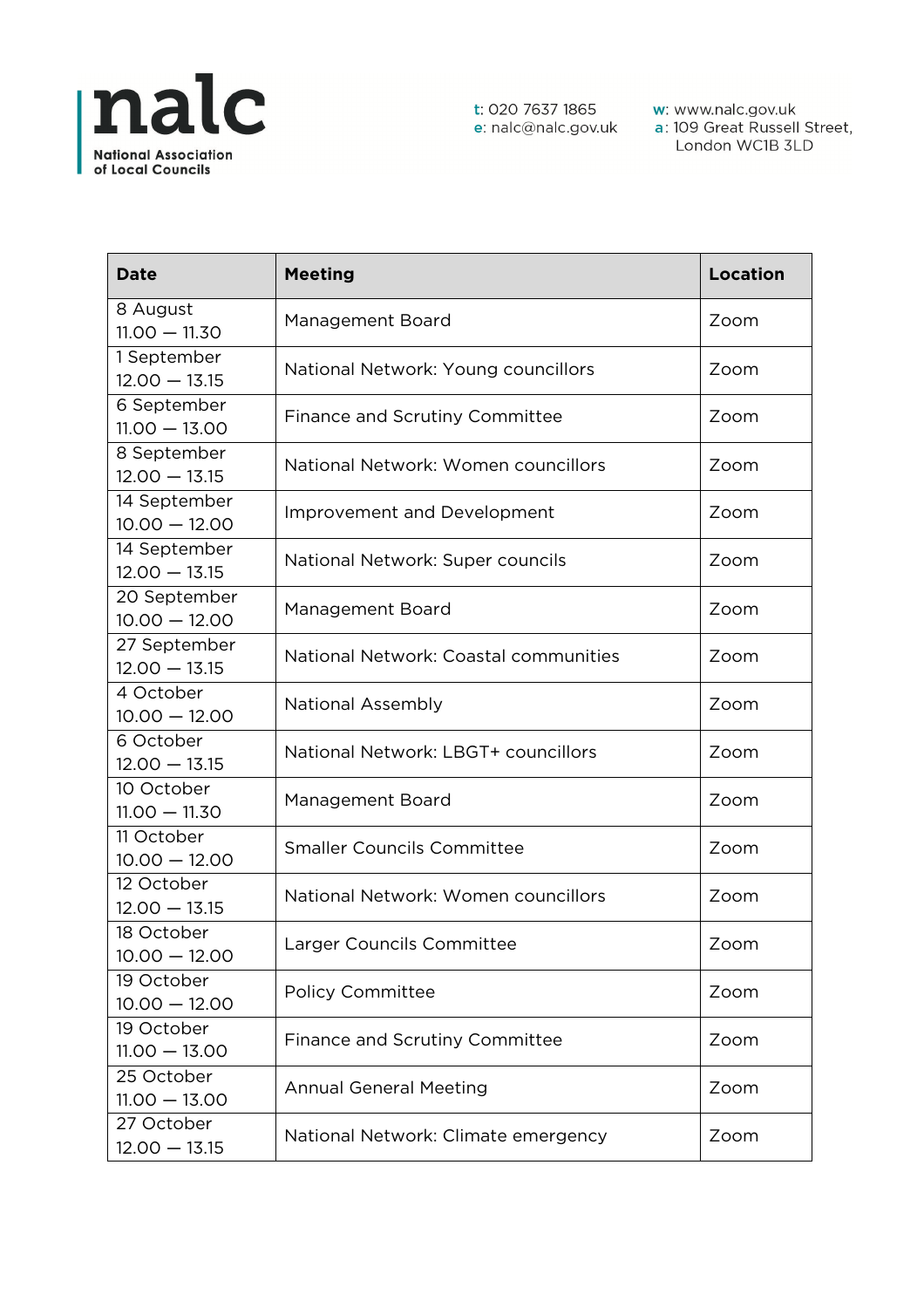nalc
National Association of Local Councils

t: 020 7637 1865
e: nalc@nalc.gov.uk
w: www.nalc.gov.uk
a: 109 Great Russell Street, London WC1B 3LD

| Date | Meeting | Location |
|---|---|---|
| 8 August 11.00 — 11.30 | Management Board | Zoom |
| 1 September 12.00 — 13.15 | National Network: Young councillors | Zoom |
| 6 September 11.00 — 13.00 | Finance and Scrutiny Committee | Zoom |
| 8 September 12.00 — 13.15 | National Network: Women councillors | Zoom |
| 14 September 10.00 — 12.00 | Improvement and Development | Zoom |
| 14 September 12.00 — 13.15 | National Network: Super councils | Zoom |
| 20 September 10.00 — 12.00 | Management Board | Zoom |
| 27 September 12.00 — 13.15 | National Network: Coastal communities | Zoom |
| 4 October 10.00 — 12.00 | National Assembly | Zoom |
| 6 October 12.00 — 13.15 | National Network: LBGT+ councillors | Zoom |
| 10 October 11.00 — 11.30 | Management Board | Zoom |
| 11 October 10.00 — 12.00 | Smaller Councils Committee | Zoom |
| 12 October 12.00 — 13.15 | National Network: Women councillors | Zoom |
| 18 October 10.00 — 12.00 | Larger Councils Committee | Zoom |
| 19 October 10.00 — 12.00 | Policy Committee | Zoom |
| 19 October 11.00 — 13.00 | Finance and Scrutiny Committee | Zoom |
| 25 October 11.00 — 13.00 | Annual General Meeting | Zoom |
| 27 October 12.00 — 13.15 | National Network: Climate emergency | Zoom |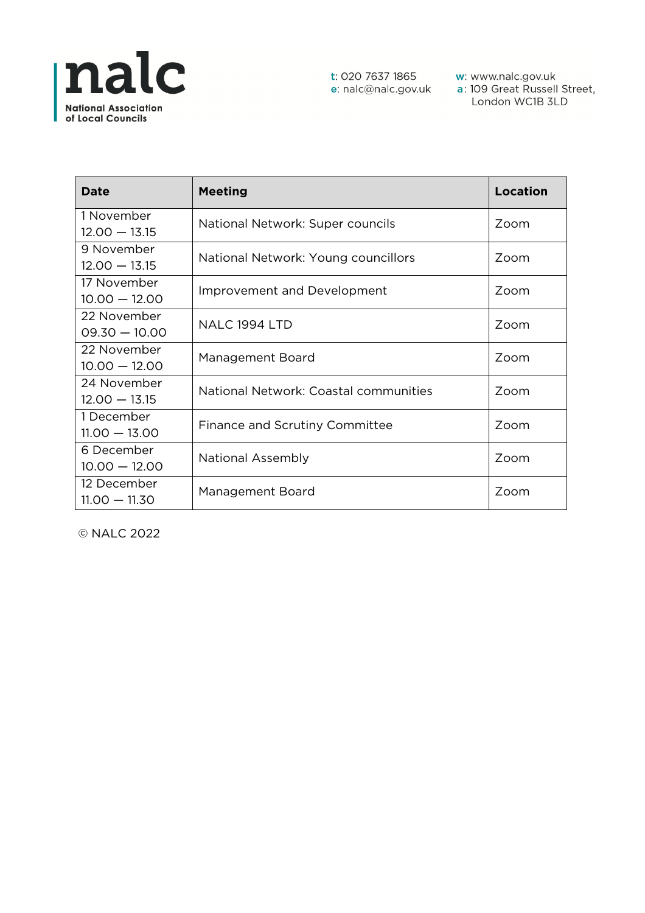**nalc**

**National Association of Local Councils**

t: 020 7637 1865
e: nalc@nalc.gov.uk

w: www.nalc.gov.uk
a: 109 Great Russell Street, London WC1B 3LD

| **Date** | **Meeting** | **Location** |
|---|---|---|
| 1 November 12.00 — 13.15 | National Network: Super councils | Zoom |
| 9 November 12.00 — 13.15 | National Network: Young councillors | Zoom |
| 17 November 10.00 — 12.00 | Improvement and Development | Zoom |
| 22 November 09.30 — 10.00 | NALC 1994 LTD | Zoom |
| 22 November 10.00 — 12.00 | Management Board | Zoom |
| 24 November 12.00 — 13.15 | National Network: Coastal communities | Zoom |
| 1 December 11.00 — 13.00 | Finance and Scrutiny Committee | Zoom |
| 6 December 10.00 — 12.00 | National Assembly | Zoom |
| 12 December 11.00 — 11.30 | Management Board | Zoom |

© NALC 2022